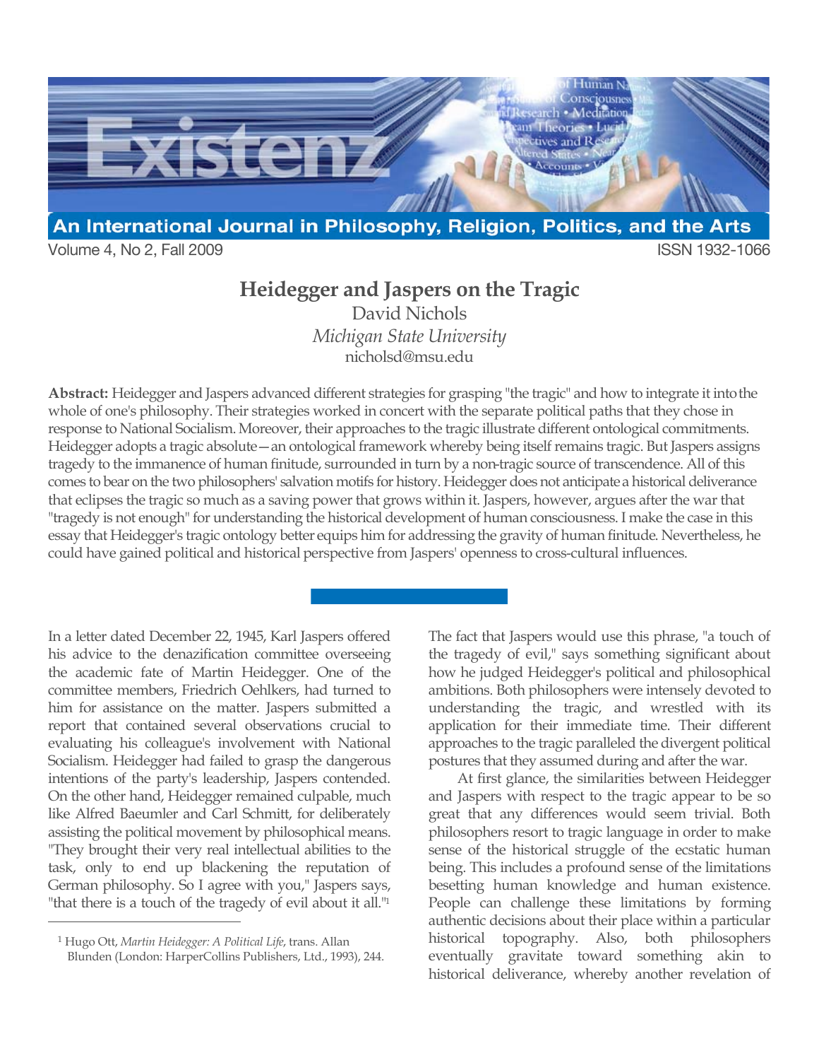# Heidegger and Jaspers on the Tragic

David Nichols
*Michigan State University*
nicholsd@msu.edu

**Abstract:** Heidegger and Jaspers advanced different strategies for grasping "the tragic" and how to integrate it into the whole of one's philosophy. Their strategies worked in concert with the separate political paths that they chose in response to National Socialism. Moreover, their approaches to the tragic illustrate different ontological commitments. Heidegger adopts a tragic absolute—an ontological framework whereby being itself remains tragic. But Jaspers assigns tragedy to the immanence of human finitude, surrounded in turn by a non-tragic source of transcendence. All of this comes to bear on the two philosophers' salvation motifs for history. Heidegger does not anticipate a historical deliverance that eclipses the tragic so much as a saving power that grows within it. Jaspers, however, argues after the war that "tragedy is not enough" for understanding the historical development of human consciousness. I make the case in this essay that Heidegger's tragic ontology better equips him for addressing the gravity of human finitude. Nevertheless, he could have gained political and historical perspective from Jaspers' openness to cross-cultural influences.

---

In a letter dated December 22, 1945, Karl Jaspers offered his advice to the denazification committee overseeing the academic fate of Martin Heidegger. One of the committee members, Friedrich Oehlkers, had turned to him for assistance on the matter. Jaspers submitted a report that contained several observations crucial to evaluating his colleague's involvement with National Socialism. Heidegger had failed to grasp the dangerous intentions of the party's leadership, Jaspers contended. On the other hand, Heidegger remained culpable, much like Alfred Baeumler and Carl Schmitt, for deliberately assisting the political movement by philosophical means. "They brought their very real intellectual abilities to the task, only to end up blackening the reputation of German philosophy. So I agree with you," Jaspers says, "that there is a touch of the tragedy of evil about it all."[1]

The fact that Jaspers would use this phrase, "a touch of the tragedy of evil," says something significant about how he judged Heidegger's political and philosophical ambitions. Both philosophers were intensely devoted to understanding the tragic, and wrestled with its application for their immediate time. Their different approaches to the tragic paralleled the divergent political postures that they assumed during and after the war.

At first glance, the similarities between Heidegger and Jaspers with respect to the tragic appear to be so great that any differences would seem trivial. Both philosophers resort to tragic language in order to make sense of the historical struggle of the ecstatic human being. This includes a profound sense of the limitations besetting human knowledge and human existence. People can challenge these limitations by forming authentic decisions about their place within a particular historical topography. Also, both philosophers eventually gravitate toward something akin to historical deliverance, whereby another revelation of

---

[1] Hugo Ott, *Martin Heidegger: A Political Life*, trans. Allan Blunden (London: HarperCollins Publishers, Ltd., 1993), 244.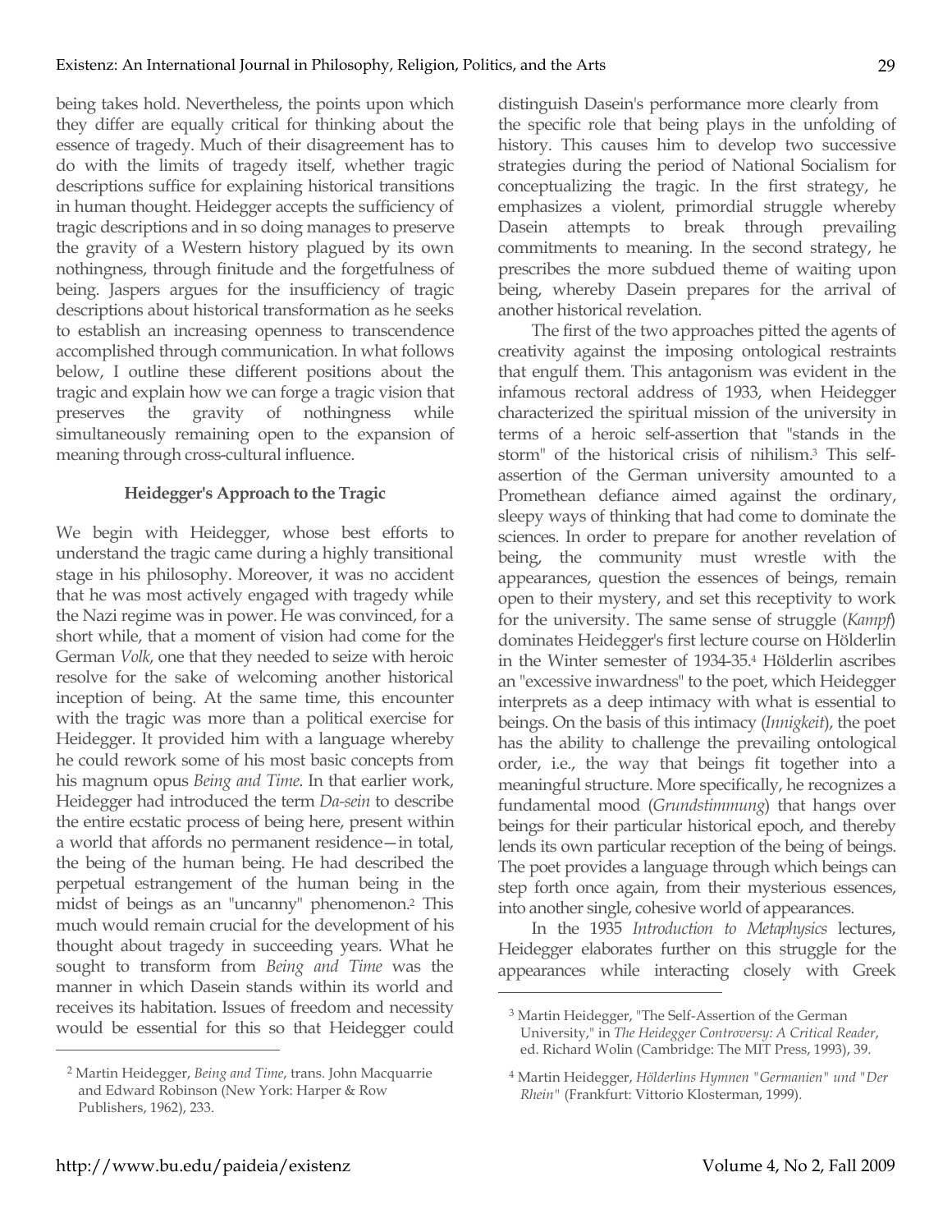being takes hold. Nevertheless, the points upon which they differ are equally critical for thinking about the essence of tragedy. Much of their disagreement has to do with the limits of tragedy itself, whether tragic descriptions suffice for explaining historical transitions in human thought. Heidegger accepts the sufficiency of tragic descriptions and in so doing manages to preserve the gravity of a Western history plagued by its own nothingness, through finitude and the forgetfulness of being. Jaspers argues for the insufficiency of tragic descriptions about historical transformation as he seeks to establish an increasing openness to transcendence accomplished through communication. In what follows below, I outline these different positions about the tragic and explain how we can forge a tragic vision that preserves the gravity of nothingness while simultaneously remaining open to the expansion of meaning through cross-cultural influence.

### Heidegger's Approach to the Tragic

We begin with Heidegger, whose best efforts to understand the tragic came during a highly transitional stage in his philosophy. Moreover, it was no accident that he was most actively engaged with tragedy while the Nazi regime was in power. He was convinced, for a short while, that a moment of vision had come for the German *Volk*, one that they needed to seize with heroic resolve for the sake of welcoming another historical inception of being. At the same time, this encounter with the tragic was more than a political exercise for Heidegger. It provided him with a language whereby he could rework some of his most basic concepts from his magnum opus *Being and Time*. In that earlier work, Heidegger had introduced the term *Da-sein* to describe the entire ecstatic process of being here, present within a world that affords no permanent residence—in total, the being of the human being. He had described the perpetual estrangement of the human being in the midst of beings as an "uncanny" phenomenon.[2] This much would remain crucial for the development of his thought about tragedy in succeeding years. What he sought to transform from *Being and Time* was the manner in which Dasein stands within its world and receives its habitation. Issues of freedom and necessity would be essential for this so that Heidegger could distinguish Dasein's performance more clearly from the specific role that being plays in the unfolding of history. This causes him to develop two successive strategies during the period of National Socialism for conceptualizing the tragic. In the first strategy, he emphasizes a violent, primordial struggle whereby Dasein attempts to break through prevailing commitments to meaning. In the second strategy, he prescribes the more subdued theme of waiting upon being, whereby Dasein prepares for the arrival of another historical revelation.

The first of the two approaches pitted the agents of creativity against the imposing ontological restraints that engulf them. This antagonism was evident in the infamous rectoral address of 1933, when Heidegger characterized the spiritual mission of the university in terms of a heroic self-assertion that "stands in the storm" of the historical crisis of nihilism.[3] This self-assertion of the German university amounted to a Promethean defiance aimed against the ordinary, sleepy ways of thinking that had come to dominate the sciences. In order to prepare for another revelation of being, the community must wrestle with the appearances, question the essences of beings, remain open to their mystery, and set this receptivity to work for the university. The same sense of struggle (*Kampf*) dominates Heidegger's first lecture course on Hölderlin in the Winter semester of 1934-35.[4] Hölderlin ascribes an "excessive inwardness" to the poet, which Heidegger interprets as a deep intimacy with what is essential to beings. On the basis of this intimacy (*Innigkeit*), the poet has the ability to challenge the prevailing ontological order, i.e., the way that beings fit together into a meaningful structure. More specifically, he recognizes a fundamental mood (*Grundstimmung*) that hangs over beings for their particular historical epoch, and thereby lends its own particular reception of the being of beings. The poet provides a language through which beings can step forth once again, from their mysterious essences, into another single, cohesive world of appearances.

In the 1935 *Introduction to Metaphysics* lectures, Heidegger elaborates further on this struggle for the appearances while interacting closely with Greek

---

[2] Martin Heidegger, *Being and Time*, trans. John Macquarrie and Edward Robinson (New York: Harper & Row Publishers, 1962), 233.

[3] Martin Heidegger, "The Self-Assertion of the German University," in *The Heidegger Controversy: A Critical Reader*, ed. Richard Wolin (Cambridge: The MIT Press, 1993), 39.

[4] Martin Heidegger, *Hölderlins Hymnen "Germanien" und "Der Rhein"* (Frankfurt: Vittorio Klosterman, 1999).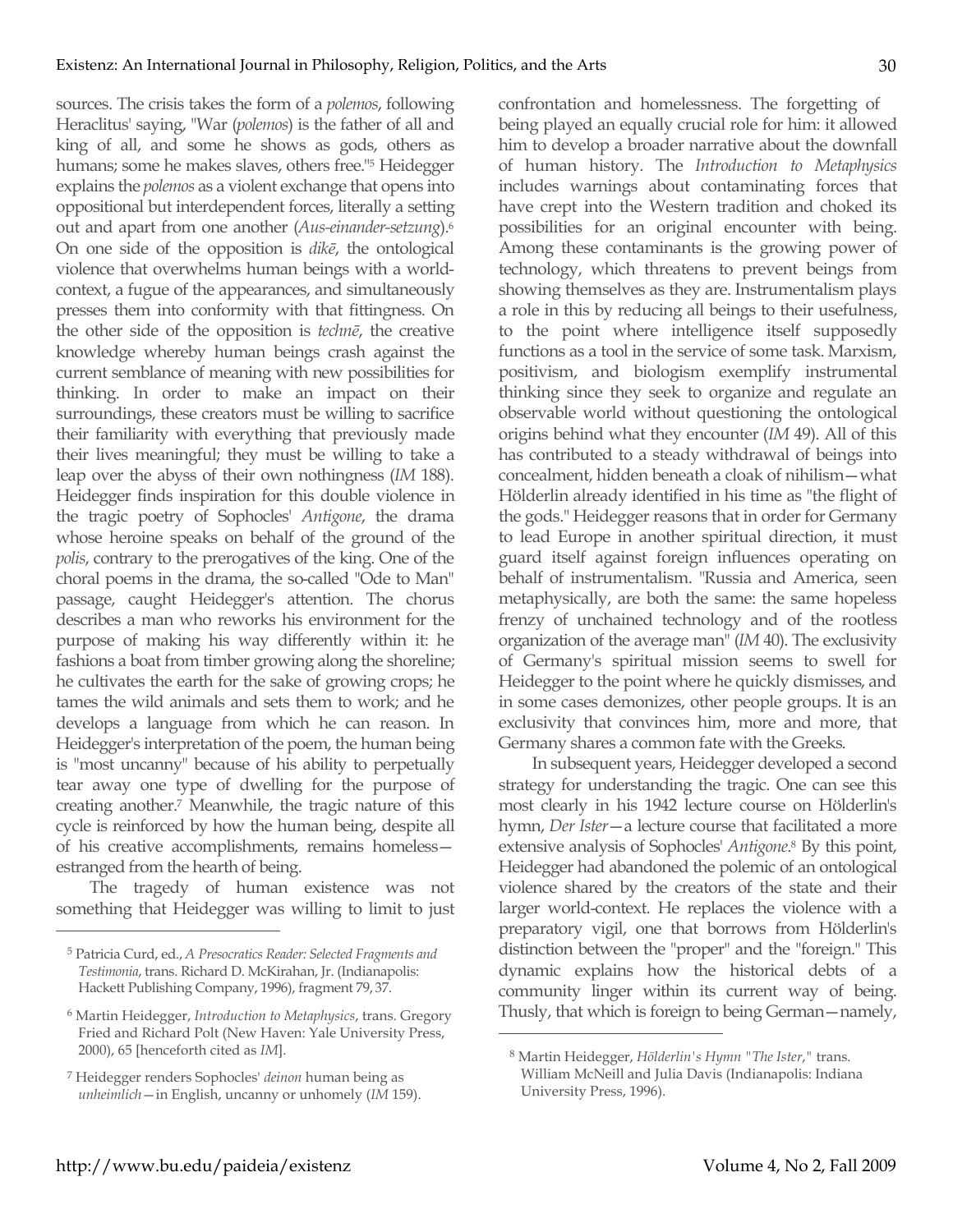sources. The crisis takes the form of a *polemos*, following Heraclitus' saying, "War (*polemos*) is the father of all and king of all, and some he shows as gods, others as humans; some he makes slaves, others free."[5] Heidegger explains the *polemos* as a violent exchange that opens into oppositional but interdependent forces, literally a setting out and apart from one another (*Aus-einander-setzung*).[6] On one side of the opposition is *dikē*, the ontological violence that overwhelms human beings with a world-context, a fugue of the appearances, and simultaneously presses them into conformity with that fittingness. On the other side of the opposition is *technē*, the creative knowledge whereby human beings crash against the current semblance of meaning with new possibilities for thinking. In order to make an impact on their surroundings, these creators must be willing to sacrifice their familiarity with everything that previously made their lives meaningful; they must be willing to take a leap over the abyss of their own nothingness (*IM* 188). Heidegger finds inspiration for this double violence in the tragic poetry of Sophocles' *Antigone*, the drama whose heroine speaks on behalf of the ground of the *polis*, contrary to the prerogatives of the king. One of the choral poems in the drama, the so-called "Ode to Man" passage, caught Heidegger's attention. The chorus describes a man who reworks his environment for the purpose of making his way differently within it: he fashions a boat from timber growing along the shoreline; he cultivates the earth for the sake of growing crops; he tames the wild animals and sets them to work; and he develops a language from which he can reason. In Heidegger's interpretation of the poem, the human being is "most uncanny" because of his ability to perpetually tear away one type of dwelling for the purpose of creating another.[7] Meanwhile, the tragic nature of this cycle is reinforced by how the human being, despite all of his creative accomplishments, remains homeless—estranged from the hearth of being.

The tragedy of human existence was not something that Heidegger was willing to limit to just confrontation and homelessness. The forgetting of being played an equally crucial role for him: it allowed him to develop a broader narrative about the downfall of human history. The *Introduction to Metaphysics* includes warnings about contaminating forces that have crept into the Western tradition and choked its possibilities for an original encounter with being. Among these contaminants is the growing power of technology, which threatens to prevent beings from showing themselves as they are. Instrumentalism plays a role in this by reducing all beings to their usefulness, to the point where intelligence itself supposedly functions as a tool in the service of some task. Marxism, positivism, and biologism exemplify instrumental thinking since they seek to organize and regulate an observable world without questioning the ontological origins behind what they encounter (*IM* 49). All of this has contributed to a steady withdrawal of beings into concealment, hidden beneath a cloak of nihilism—what Hölderlin already identified in his time as "the flight of the gods." Heidegger reasons that in order for Germany to lead Europe in another spiritual direction, it must guard itself against foreign influences operating on behalf of instrumentalism. "Russia and America, seen metaphysically, are both the same: the same hopeless frenzy of unchained technology and of the rootless organization of the average man" (*IM* 40). The exclusivity of Germany's spiritual mission seems to swell for Heidegger to the point where he quickly dismisses, and in some cases demonizes, other people groups. It is an exclusivity that convinces him, more and more, that Germany shares a common fate with the Greeks.

In subsequent years, Heidegger developed a second strategy for understanding the tragic. One can see this most clearly in his 1942 lecture course on Hölderlin's hymn, *Der Ister*—a lecture course that facilitated a more extensive analysis of Sophocles' *Antigone*.[8] By this point, Heidegger had abandoned the polemic of an ontological violence shared by the creators of the state and their larger world-context. He replaces the violence with a preparatory vigil, one that borrows from Hölderlin's distinction between the "proper" and the "foreign." This dynamic explains how the historical debts of a community linger within its current way of being. Thusly, that which is foreign to being German—namely,

---

[5] Patricia Curd, ed., *A Presocratics Reader: Selected Fragments and Testimonia*, trans. Richard D. McKirahan, Jr. (Indianapolis: Hackett Publishing Company, 1996), fragment 79, 37.

[6] Martin Heidegger, *Introduction to Metaphysics*, trans. Gregory Fried and Richard Polt (New Haven: Yale University Press, 2000), 65 [henceforth cited as *IM*].

[7] Heidegger renders Sophocles' *deinon* human being as *unheimlich*—in English, uncanny or unhomely (*IM* 159).

[8] Martin Heidegger, *Hölderlin's Hymn "The Ister,"* trans. William McNeill and Julia Davis (Indianapolis: Indiana University Press, 1996).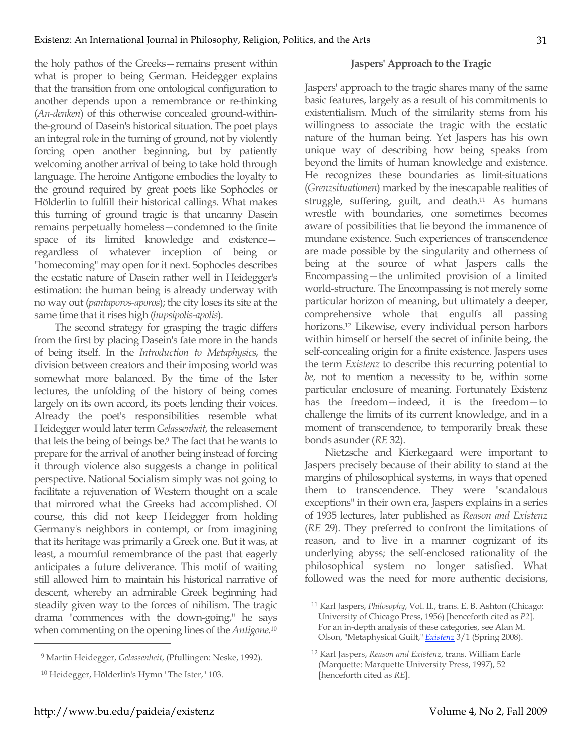the holy pathos of the Greeks—remains present within what is proper to being German. Heidegger explains that the transition from one ontological configuration to another depends upon a remembrance or re-thinking (*An-denken*) of this otherwise concealed ground-within-the-ground of Dasein's historical situation. The poet plays an integral role in the turning of ground, not by violently forcing open another beginning, but by patiently welcoming another arrival of being to take hold through language. The heroine Antigone embodies the loyalty to the ground required by great poets like Sophocles or Hölderlin to fulfill their historical callings. What makes this turning of ground tragic is that uncanny Dasein remains perpetually homeless—condemned to the finite space of its limited knowledge and existence—regardless of whatever inception of being or "homecoming" may open for it next. Sophocles describes the ecstatic nature of Dasein rather well in Heidegger's estimation: the human being is already underway with no way out (*pantaporos-aporos*); the city loses its site at the same time that it rises high (*hupsipolis-apolis*).

The second strategy for grasping the tragic differs from the first by placing Dasein's fate more in the hands of being itself. In the *Introduction to Metaphysics*, the division between creators and their imposing world was somewhat more balanced. By the time of the Ister lectures, the unfolding of the history of being comes largely on its own accord, its poets lending their voices. Already the poet's responsibilities resemble what Heidegger would later term *Gelassenheit*, the releasement that lets the being of beings be.[9] The fact that he wants to prepare for the arrival of another being instead of forcing it through violence also suggests a change in political perspective. National Socialism simply was not going to facilitate a rejuvenation of Western thought on a scale that mirrored what the Greeks had accomplished. Of course, this did not keep Heidegger from holding Germany's neighbors in contempt, or from imagining that its heritage was primarily a Greek one. But it was, at least, a mournful remembrance of the past that eagerly anticipates a future deliverance. This motif of waiting still allowed him to maintain his historical narrative of descent, whereby an admirable Greek beginning had steadily given way to the forces of nihilism. The tragic drama "commences with the down-going," he says when commenting on the opening lines of the *Antigone*.[10]

## Jaspers' Approach to the Tragic

Jaspers' approach to the tragic shares many of the same basic features, largely as a result of his commitments to existentialism. Much of the similarity stems from his willingness to associate the tragic with the ecstatic nature of the human being. Yet Jaspers has his own unique way of describing how being speaks from beyond the limits of human knowledge and existence. He recognizes these boundaries as limit-situations (*Grenzsituationen*) marked by the inescapable realities of struggle, suffering, guilt, and death.[11] As humans wrestle with boundaries, one sometimes becomes aware of possibilities that lie beyond the immanence of mundane existence. Such experiences of transcendence are made possible by the singularity and otherness of being at the source of what Jaspers calls the Encompassing—the unlimited provision of a limited world-structure. The Encompassing is not merely some particular horizon of meaning, but ultimately a deeper, comprehensive whole that engulfs all passing horizons.[12] Likewise, every individual person harbors within himself or herself the secret of infinite being, the self-concealing origin for a finite existence. Jaspers uses the term *Existenz* to describe this recurring potential to *be*, not to mention a necessity to be, within some particular enclosure of meaning. Fortunately Existenz has the freedom—indeed, it is the freedom—to challenge the limits of its current knowledge, and in a moment of transcendence, to temporarily break these bonds asunder (*RE* 32).

Nietzsche and Kierkegaard were important to Jaspers precisely because of their ability to stand at the margins of philosophical systems, in ways that opened them to transcendence. They were "scandalous exceptions" in their own era, Jaspers explains in a series of 1935 lectures, later published as *Reason and Existenz* (*RE* 29). They preferred to confront the limitations of reason, and to live in a manner cognizant of its underlying abyss; the self-enclosed rationality of the philosophical system no longer satisfied. What followed was the need for more authentic decisions,

---

[9] Martin Heidegger, *Gelassenheit*, (Pfullingen: Neske, 1992).

[10] Heidegger, Hölderlin's Hymn "The Ister," 103.

[11] Karl Jaspers, *Philosophy*, Vol. II., trans. E. B. Ashton (Chicago: University of Chicago Press, 1956) [henceforth cited as *P2*]. For an in-depth analysis of these categories, see Alan M. Olson, "Metaphysical Guilt," *Existenz* 3/1 (Spring 2008).

[12] Karl Jaspers, *Reason and Existenz*, trans. William Earle (Marquette: Marquette University Press, 1997), 52 [henceforth cited as *RE*].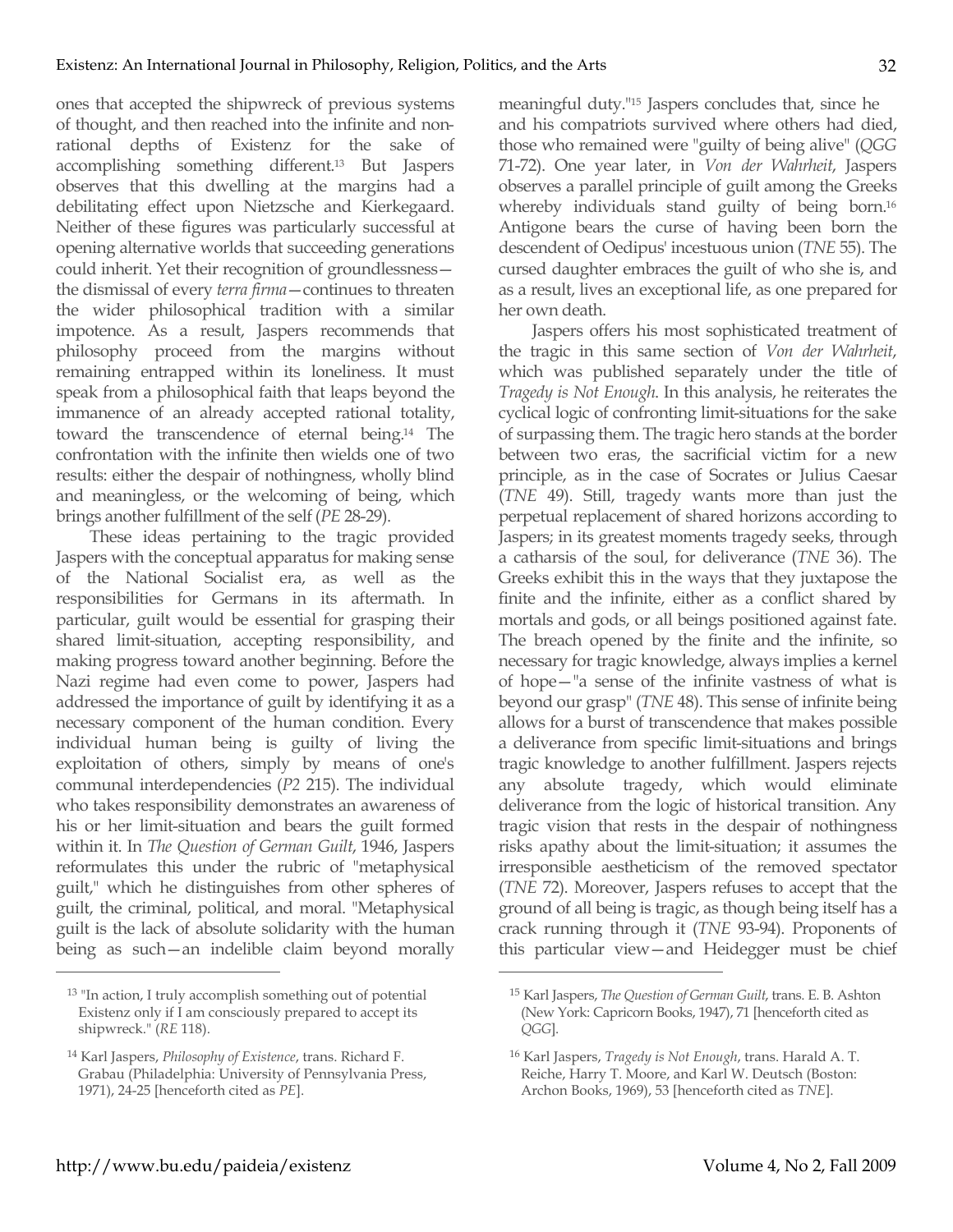ones that accepted the shipwreck of previous systems of thought, and then reached into the infinite and non-rational depths of Existenz for the sake of accomplishing something different.[13] But Jaspers observes that this dwelling at the margins had a debilitating effect upon Nietzsche and Kierkegaard. Neither of these figures was particularly successful at opening alternative worlds that succeeding generations could inherit. Yet their recognition of groundlessness—the dismissal of every *terra firma*—continues to threaten the wider philosophical tradition with a similar impotence. As a result, Jaspers recommends that philosophy proceed from the margins without remaining entrapped within its loneliness. It must speak from a philosophical faith that leaps beyond the immanence of an already accepted rational totality, toward the transcendence of eternal being.[14] The confrontation with the infinite then wields one of two results: either the despair of nothingness, wholly blind and meaningless, or the welcoming of being, which brings another fulfillment of the self (*PE* 28-29).

These ideas pertaining to the tragic provided Jaspers with the conceptual apparatus for making sense of the National Socialist era, as well as the responsibilities for Germans in its aftermath. In particular, guilt would be essential for grasping their shared limit-situation, accepting responsibility, and making progress toward another beginning. Before the Nazi regime had even come to power, Jaspers had addressed the importance of guilt by identifying it as a necessary component of the human condition. Every individual human being is guilty of living the exploitation of others, simply by means of one's communal interdependencies (*P2* 215). The individual who takes responsibility demonstrates an awareness of his or her limit-situation and bears the guilt formed within it. In *The Question of German Guilt*, 1946, Jaspers reformulates this under the rubric of "metaphysical guilt," which he distinguishes from other spheres of guilt, the criminal, political, and moral. "Metaphysical guilt is the lack of absolute solidarity with the human being as such—an indelible claim beyond morally meaningful duty."[15] Jaspers concludes that, since he and his compatriots survived where others had died, those who remained were "guilty of being alive" (*QGG* 71-72). One year later, in *Von der Wahrheit*, Jaspers observes a parallel principle of guilt among the Greeks whereby individuals stand guilty of being born.[16] Antigone bears the curse of having been born the descendent of Oedipus' incestuous union (*TNE* 55). The cursed daughter embraces the guilt of who she is, and as a result, lives an exceptional life, as one prepared for her own death.

Jaspers offers his most sophisticated treatment of the tragic in this same section of *Von der Wahrheit*, which was published separately under the title of *Tragedy is Not Enough*. In this analysis, he reiterates the cyclical logic of confronting limit-situations for the sake of surpassing them. The tragic hero stands at the border between two eras, the sacrificial victim for a new principle, as in the case of Socrates or Julius Caesar (*TNE* 49). Still, tragedy wants more than just the perpetual replacement of shared horizons according to Jaspers; in its greatest moments tragedy seeks, through a catharsis of the soul, for deliverance (*TNE* 36). The Greeks exhibit this in the ways that they juxtapose the finite and the infinite, either as a conflict shared by mortals and gods, or all beings positioned against fate. The breach opened by the finite and the infinite, so necessary for tragic knowledge, always implies a kernel of hope—"a sense of the infinite vastness of what is beyond our grasp" (*TNE* 48). This sense of infinite being allows for a burst of transcendence that makes possible a deliverance from specific limit-situations and brings tragic knowledge to another fulfillment. Jaspers rejects any absolute tragedy, which would eliminate deliverance from the logic of historical transition. Any tragic vision that rests in the despair of nothingness risks apathy about the limit-situation; it assumes the irresponsible aestheticism of the removed spectator (*TNE* 72). Moreover, Jaspers refuses to accept that the ground of all being is tragic, as though being itself has a crack running through it (*TNE* 93-94). Proponents of this particular view—and Heidegger must be chief

---

[13] "In action, I truly accomplish something out of potential Existenz only if I am consciously prepared to accept its shipwreck." (*RE* 118).

[14] Karl Jaspers, *Philosophy of Existence*, trans. Richard F. Grabau (Philadelphia: University of Pennsylvania Press, 1971), 24-25 [henceforth cited as *PE*].

[15] Karl Jaspers, *The Question of German Guilt*, trans. E. B. Ashton (New York: Capricorn Books, 1947), 71 [henceforth cited as *QGG*].

[16] Karl Jaspers, *Tragedy is Not Enough*, trans. Harald A. T. Reiche, Harry T. Moore, and Karl W. Deutsch (Boston: Archon Books, 1969), 53 [henceforth cited as *TNE*].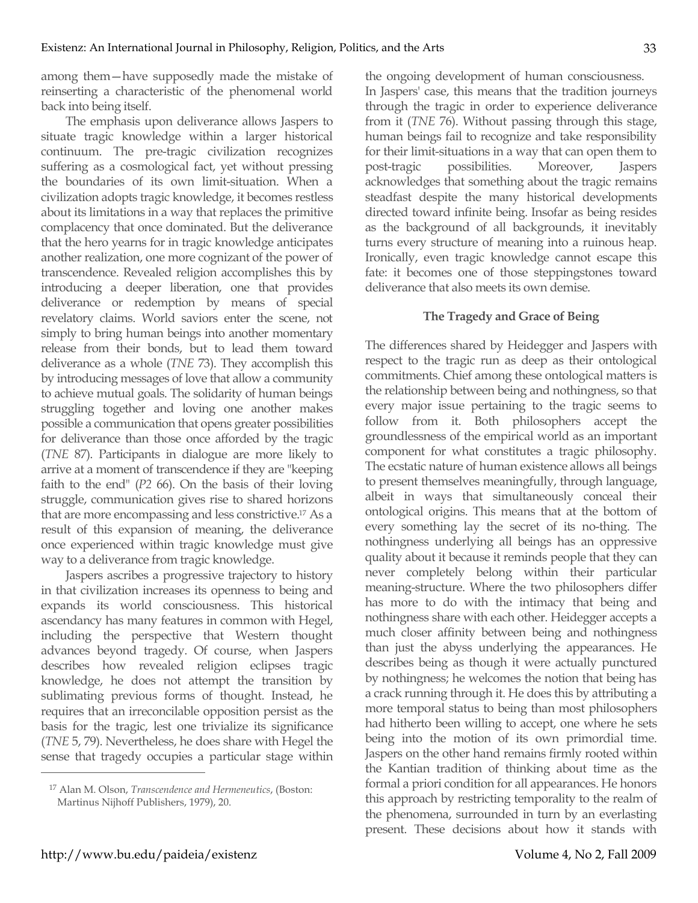among them—have supposedly made the mistake of reinserting a characteristic of the phenomenal world back into being itself.

The emphasis upon deliverance allows Jaspers to situate tragic knowledge within a larger historical continuum. The pre-tragic civilization recognizes suffering as a cosmological fact, yet without pressing the boundaries of its own limit-situation. When a civilization adopts tragic knowledge, it becomes restless about its limitations in a way that replaces the primitive complacency that once dominated. But the deliverance that the hero yearns for in tragic knowledge anticipates another realization, one more cognizant of the power of transcendence. Revealed religion accomplishes this by introducing a deeper liberation, one that provides deliverance or redemption by means of special revelatory claims. World saviors enter the scene, not simply to bring human beings into another momentary release from their bonds, but to lead them toward deliverance as a whole (*TNE* 73). They accomplish this by introducing messages of love that allow a community to achieve mutual goals. The solidarity of human beings struggling together and loving one another makes possible a communication that opens greater possibilities for deliverance than those once afforded by the tragic (*TNE* 87). Participants in dialogue are more likely to arrive at a moment of transcendence if they are "keeping faith to the end" (*P2* 66). On the basis of their loving struggle, communication gives rise to shared horizons that are more encompassing and less constrictive.[17] As a result of this expansion of meaning, the deliverance once experienced within tragic knowledge must give way to a deliverance from tragic knowledge.

Jaspers ascribes a progressive trajectory to history in that civilization increases its openness to being and expands its world consciousness. This historical ascendancy has many features in common with Hegel, including the perspective that Western thought advances beyond tragedy. Of course, when Jaspers describes how revealed religion eclipses tragic knowledge, he does not attempt the transition by sublimating previous forms of thought. Instead, he requires that an irreconcilable opposition persist as the basis for the tragic, lest one trivialize its significance (*TNE* 5, 79). Nevertheless, he does share with Hegel the sense that tragedy occupies a particular stage within the ongoing development of human consciousness. In Jaspers' case, this means that the tradition journeys through the tragic in order to experience deliverance from it (*TNE* 76). Without passing through this stage, human beings fail to recognize and take responsibility for their limit-situations in a way that can open them to post-tragic possibilities. Moreover, Jaspers acknowledges that something about the tragic remains steadfast despite the many historical developments directed toward infinite being. Insofar as being resides as the background of all backgrounds, it inevitably turns every structure of meaning into a ruinous heap. Ironically, even tragic knowledge cannot escape this fate: it becomes one of those steppingstones toward deliverance that also meets its own demise.

### The Tragedy and Grace of Being

The differences shared by Heidegger and Jaspers with respect to the tragic run as deep as their ontological commitments. Chief among these ontological matters is the relationship between being and nothingness, so that every major issue pertaining to the tragic seems to follow from it. Both philosophers accept the groundlessness of the empirical world as an important component for what constitutes a tragic philosophy. The ecstatic nature of human existence allows all beings to present themselves meaningfully, through language, albeit in ways that simultaneously conceal their ontological origins. This means that at the bottom of every something lay the secret of its no-thing. The nothingness underlying all beings has an oppressive quality about it because it reminds people that they can never completely belong within their particular meaning-structure. Where the two philosophers differ has more to do with the intimacy that being and nothingness share with each other. Heidegger accepts a much closer affinity between being and nothingness than just the abyss underlying the appearances. He describes being as though it were actually punctured by nothingness; he welcomes the notion that being has a crack running through it. He does this by attributing a more temporal status to being than most philosophers had hitherto been willing to accept, one where he sets being into the motion of its own primordial time. Jaspers on the other hand remains firmly rooted within the Kantian tradition of thinking about time as the formal a priori condition for all appearances. He honors this approach by restricting temporality to the realm of the phenomena, surrounded in turn by an everlasting present. These decisions about how it stands with

---

[17] Alan M. Olson, *Transcendence and Hermeneutics*, (Boston: Martinus Nijhoff Publishers, 1979), 20.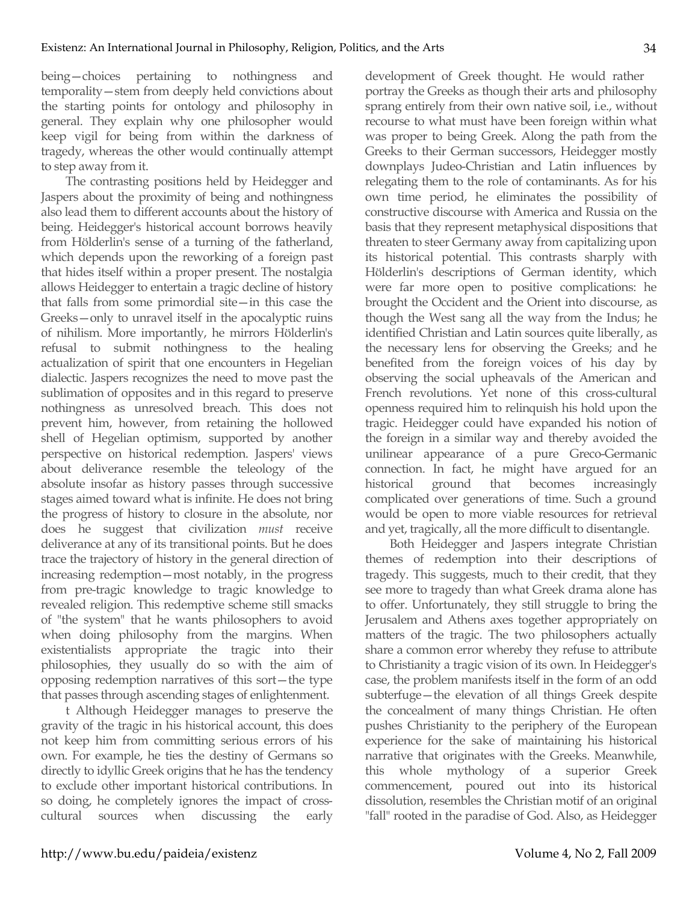being—choices pertaining to nothingness and temporality—stem from deeply held convictions about the starting points for ontology and philosophy in general. They explain why one philosopher would keep vigil for being from within the darkness of tragedy, whereas the other would continually attempt to step away from it.

The contrasting positions held by Heidegger and Jaspers about the proximity of being and nothingness also lead them to different accounts about the history of being. Heidegger's historical account borrows heavily from Hölderlin's sense of a turning of the fatherland, which depends upon the reworking of a foreign past that hides itself within a proper present. The nostalgia allows Heidegger to entertain a tragic decline of history that falls from some primordial site—in this case the Greeks—only to unravel itself in the apocalyptic ruins of nihilism. More importantly, he mirrors Hölderlin's refusal to submit nothingness to the healing actualization of spirit that one encounters in Hegelian dialectic. Jaspers recognizes the need to move past the sublimation of opposites and in this regard to preserve nothingness as unresolved breach. This does not prevent him, however, from retaining the hollowed shell of Hegelian optimism, supported by another perspective on historical redemption. Jaspers' views about deliverance resemble the teleology of the absolute insofar as history passes through successive stages aimed toward what is infinite. He does not bring the progress of history to closure in the absolute, nor does he suggest that civilization *must* receive deliverance at any of its transitional points. But he does trace the trajectory of history in the general direction of increasing redemption—most notably, in the progress from pre-tragic knowledge to tragic knowledge to revealed religion. This redemptive scheme still smacks of "the system" that he wants philosophers to avoid when doing philosophy from the margins. When existentialists appropriate the tragic into their philosophies, they usually do so with the aim of opposing redemption narratives of this sort—the type that passes through ascending stages of enlightenment.

t Although Heidegger manages to preserve the gravity of the tragic in his historical account, this does not keep him from committing serious errors of his own. For example, he ties the destiny of Germans so directly to idyllic Greek origins that he has the tendency to exclude other important historical contributions. In so doing, he completely ignores the impact of cross-cultural sources when discussing the early development of Greek thought. He would rather portray the Greeks as though their arts and philosophy sprang entirely from their own native soil, i.e., without recourse to what must have been foreign within what was proper to being Greek. Along the path from the Greeks to their German successors, Heidegger mostly downplays Judeo-Christian and Latin influences by relegating them to the role of contaminants. As for his own time period, he eliminates the possibility of constructive discourse with America and Russia on the basis that they represent metaphysical dispositions that threaten to steer Germany away from capitalizing upon its historical potential. This contrasts sharply with Hölderlin's descriptions of German identity, which were far more open to positive complications: he brought the Occident and the Orient into discourse, as though the West sang all the way from the Indus; he identified Christian and Latin sources quite liberally, as the necessary lens for observing the Greeks; and he benefited from the foreign voices of his day by observing the social upheavals of the American and French revolutions. Yet none of this cross-cultural openness required him to relinquish his hold upon the tragic. Heidegger could have expanded his notion of the foreign in a similar way and thereby avoided the unilinear appearance of a pure Greco-Germanic connection. In fact, he might have argued for an historical ground that becomes increasingly complicated over generations of time. Such a ground would be open to more viable resources for retrieval and yet, tragically, all the more difficult to disentangle.

Both Heidegger and Jaspers integrate Christian themes of redemption into their descriptions of tragedy. This suggests, much to their credit, that they see more to tragedy than what Greek drama alone has to offer. Unfortunately, they still struggle to bring the Jerusalem and Athens axes together appropriately on matters of the tragic. The two philosophers actually share a common error whereby they refuse to attribute to Christianity a tragic vision of its own. In Heidegger's case, the problem manifests itself in the form of an odd subterfuge—the elevation of all things Greek despite the concealment of many things Christian. He often pushes Christianity to the periphery of the European experience for the sake of maintaining his historical narrative that originates with the Greeks. Meanwhile, this whole mythology of a superior Greek commencement, poured out into its historical dissolution, resembles the Christian motif of an original "fall" rooted in the paradise of God. Also, as Heidegger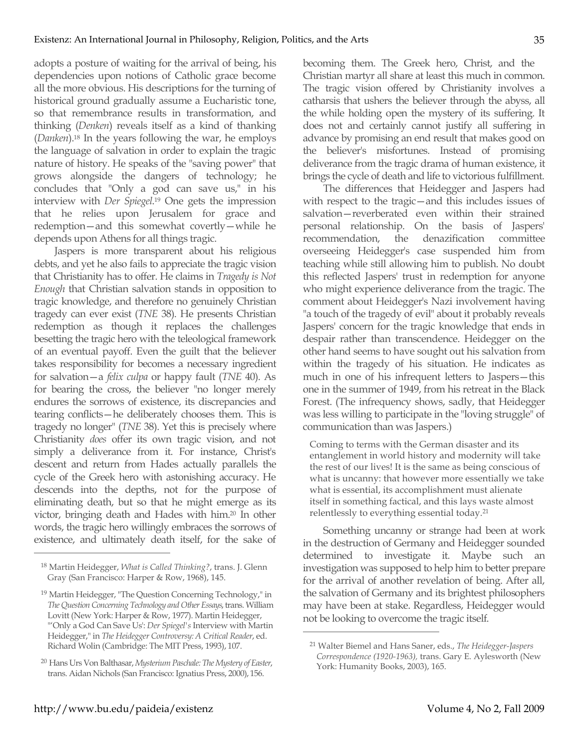adopts a posture of waiting for the arrival of being, his dependencies upon notions of Catholic grace become all the more obvious. His descriptions for the turning of historical ground gradually assume a Eucharistic tone, so that remembrance results in transformation, and thinking (*Denken*) reveals itself as a kind of thanking (*Danken*).[18] In the years following the war, he employs the language of salvation in order to explain the tragic nature of history. He speaks of the "saving power" that grows alongside the dangers of technology; he concludes that "Only a god can save us," in his interview with *Der Spiegel*.[19] One gets the impression that he relies upon Jerusalem for grace and redemption—and this somewhat covertly—while he depends upon Athens for all things tragic.

Jaspers is more transparent about his religious debts, and yet he also fails to appreciate the tragic vision that Christianity has to offer. He claims in *Tragedy is Not Enough* that Christian salvation stands in opposition to tragic knowledge, and therefore no genuinely Christian tragedy can ever exist (*TNE* 38). He presents Christian redemption as though it replaces the challenges besetting the tragic hero with the teleological framework of an eventual payoff. Even the guilt that the believer takes responsibility for becomes a necessary ingredient for salvation—a *felix culpa* or happy fault (*TNE* 40). As for bearing the cross, the believer "no longer merely endures the sorrows of existence, its discrepancies and tearing conflicts—he deliberately chooses them. This is tragedy no longer" (*TNE* 38). Yet this is precisely where Christianity *does* offer its own tragic vision, and not simply a deliverance from it. For instance, Christ's descent and return from Hades actually parallels the cycle of the Greek hero with astonishing accuracy. He descends into the depths, not for the purpose of eliminating death, but so that he might emerge as its victor, bringing death and Hades with him.[20] In other words, the tragic hero willingly embraces the sorrows of existence, and ultimately death itself, for the sake of becoming them. The Greek hero, Christ, and the Christian martyr all share at least this much in common. The tragic vision offered by Christianity involves a catharsis that ushers the believer through the abyss, all the while holding open the mystery of its suffering. It does not and certainly cannot justify all suffering in advance by promising an end result that makes good on the believer's misfortunes. Instead of promising deliverance from the tragic drama of human existence, it brings the cycle of death and life to victorious fulfillment.

The differences that Heidegger and Jaspers had with respect to the tragic—and this includes issues of salvation—reverberated even within their strained personal relationship. On the basis of Jaspers' recommendation, the denazification committee overseeing Heidegger's case suspended him from teaching while still allowing him to publish. No doubt this reflected Jaspers' trust in redemption for anyone who might experience deliverance from the tragic. The comment about Heidegger's Nazi involvement having "a touch of the tragedy of evil" about it probably reveals Jaspers' concern for the tragic knowledge that ends in despair rather than transcendence. Heidegger on the other hand seems to have sought out his salvation from within the tragedy of his situation. He indicates as much in one of his infrequent letters to Jaspers—this one in the summer of 1949, from his retreat in the Black Forest. (The infrequency shows, sadly, that Heidegger was less willing to participate in the "loving struggle" of communication than was Jaspers.)

> Coming to terms with the German disaster and its entanglement in world history and modernity will take the rest of our lives! It is the same as being conscious of what is uncanny: that however more essentially we take what is essential, its accomplishment must alienate itself in something factical, and this lays waste almost relentlessly to everything essential today.[21]

Something uncanny or strange had been at work in the destruction of Germany and Heidegger sounded determined to investigate it. Maybe such an investigation was supposed to help him to better prepare for the arrival of another revelation of being. After all, the salvation of Germany and its brightest philosophers may have been at stake. Regardless, Heidegger would not be looking to overcome the tragic itself.

---

[18] Martin Heidegger, *What is Called Thinking?*, trans. J. Glenn Gray (San Francisco: Harper & Row, 1968), 145.

[19] Martin Heidegger, "The Question Concerning Technology," in *The Question Concerning Technology and Other Essays*, trans. William Lovitt (New York: Harper & Row, 1977). Martin Heidegger, "'Only a God Can Save Us': *Der Spiegel's* Interview with Martin Heidegger," in *The Heidegger Controversy: A Critical Reader*, ed. Richard Wolin (Cambridge: The MIT Press, 1993), 107.

[20] Hans Urs Von Balthasar, *Mysterium Paschale: The Mystery of Easter*, trans. Aidan Nichols (San Francisco: Ignatius Press, 2000), 156.

[21] Walter Biemel and Hans Saner, eds., *The Heidegger-Jaspers Correspondence (1920-1963)*, trans. Gary E. Aylesworth (New York: Humanity Books, 2003), 165.